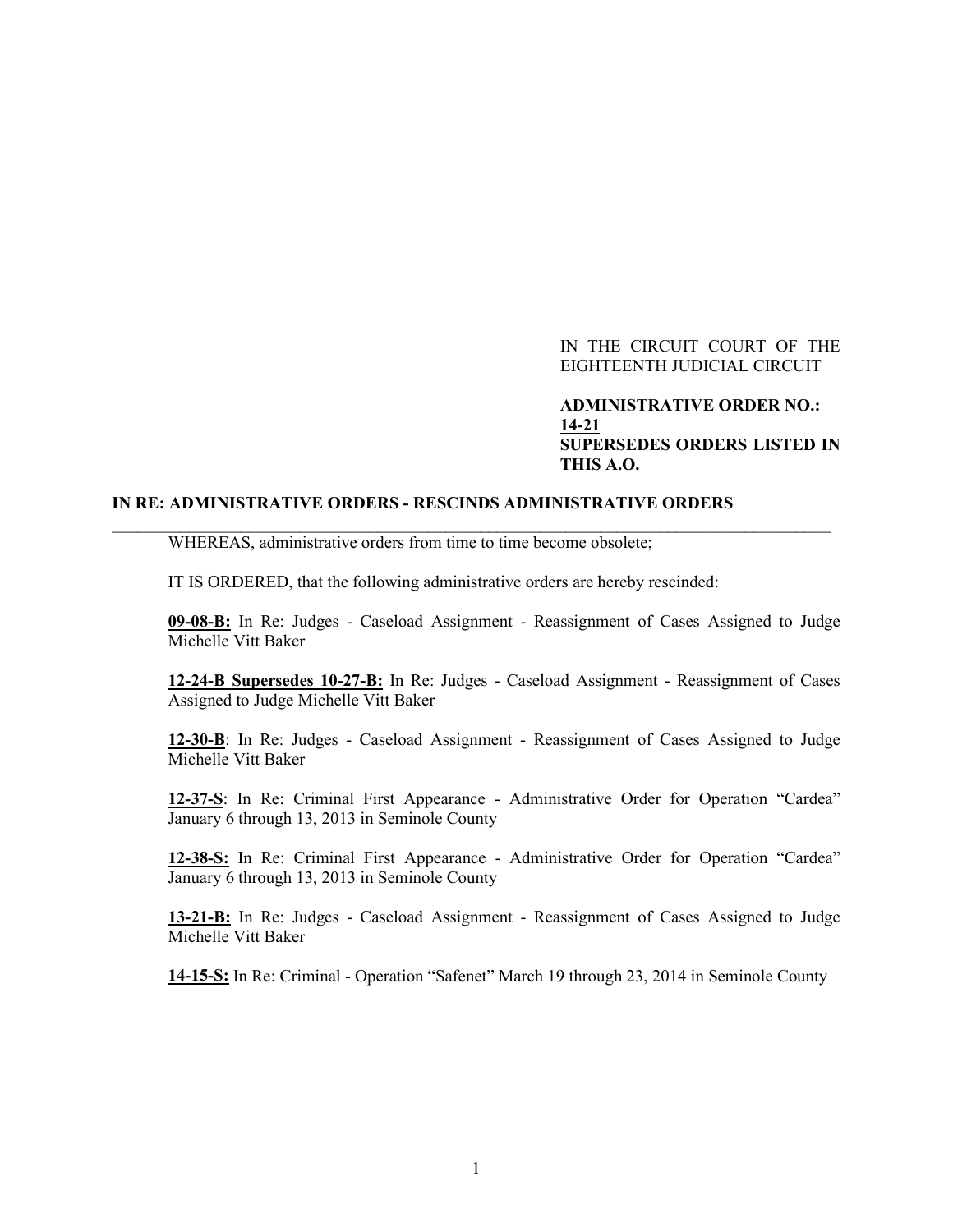IN THE CIRCUIT COURT OF THE EIGHTEENTH JUDICIAL CIRCUIT

**ADMINISTRATIVE ORDER NO.: 14-21**
**SUPERSEDES ORDERS LISTED IN THIS A.O.**

**IN RE: ADMINISTRATIVE ORDERS - RESCINDS ADMINISTRATIVE ORDERS**

---

WHEREAS, administrative orders from time to time become obsolete;

IT IS ORDERED, that the following administrative orders are hereby rescinded:

**09-08-B:** In Re: Judges - Caseload Assignment - Reassignment of Cases Assigned to Judge Michelle Vitt Baker

**12-24-B Supersedes 10-27-B:** In Re: Judges - Caseload Assignment - Reassignment of Cases Assigned to Judge Michelle Vitt Baker

**12-30-B**: In Re: Judges - Caseload Assignment - Reassignment of Cases Assigned to Judge Michelle Vitt Baker

**12-37-S**: In Re: Criminal First Appearance - Administrative Order for Operation "Cardea" January 6 through 13, 2013 in Seminole County

**12-38-S:** In Re: Criminal First Appearance - Administrative Order for Operation "Cardea" January 6 through 13, 2013 in Seminole County

**13-21-B:** In Re: Judges - Caseload Assignment - Reassignment of Cases Assigned to Judge Michelle Vitt Baker

**14-15-S:** In Re: Criminal - Operation "Safenet" March 19 through 23, 2014 in Seminole County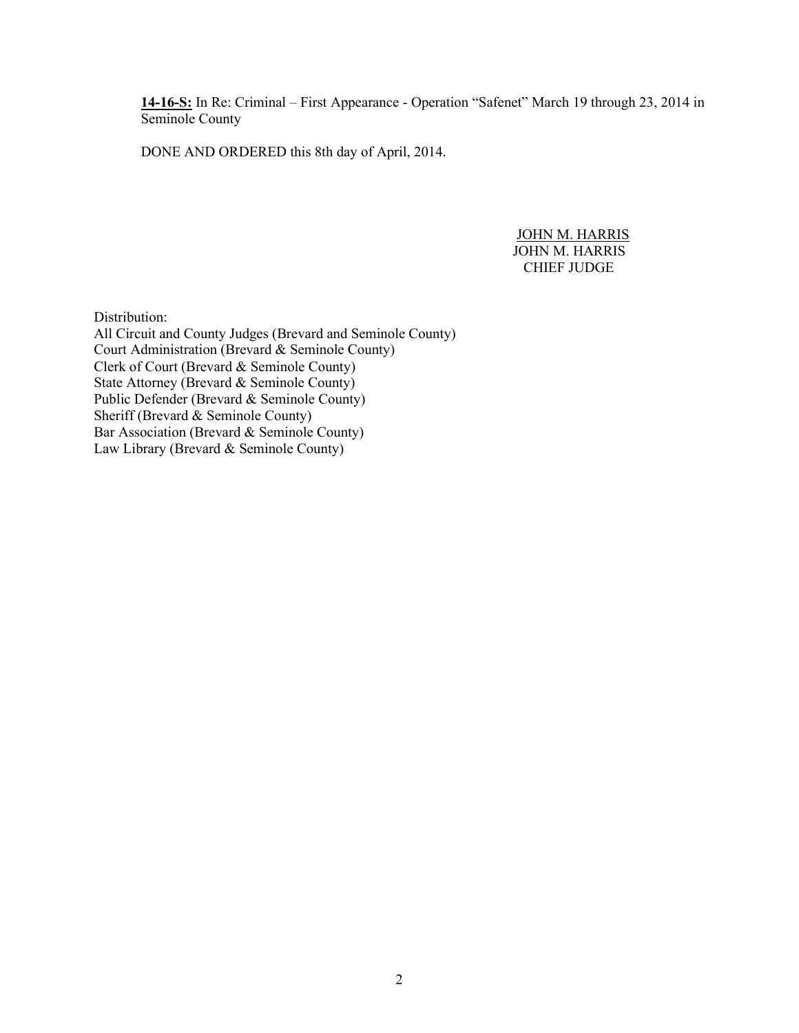**14-16-S:** In Re: Criminal – First Appearance - Operation "Safenet" March 19 through 23, 2014 in Seminole County

DONE AND ORDERED this 8th day of April, 2014.

JOHN M. HARRIS
JOHN M. HARRIS
CHIEF JUDGE

Distribution:
All Circuit and County Judges (Brevard and Seminole County)
Court Administration (Brevard & Seminole County)
Clerk of Court (Brevard & Seminole County)
State Attorney (Brevard & Seminole County)
Public Defender (Brevard & Seminole County)
Sheriff (Brevard & Seminole County)
Bar Association (Brevard & Seminole County)
Law Library (Brevard & Seminole County)